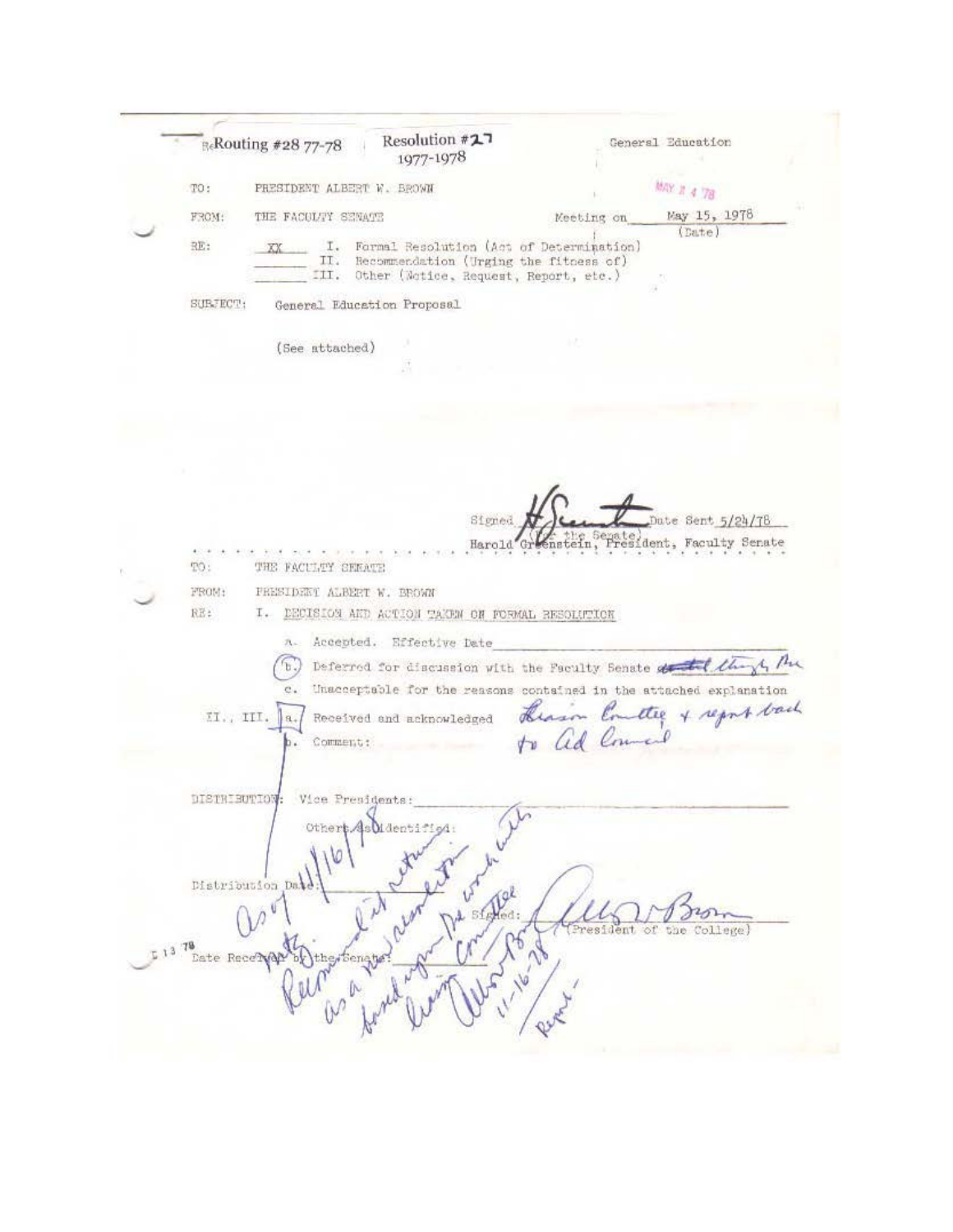Re Routing #28 77-78 | Resolution #27 1977-1978 | General Education

MAY 24 '78

TO: PRESIDENT ALBERT W. BROWN

FROM: THE FACULTY SENATE | Meeting on May 15, 1978 (Date)

RE: XX I. Formal Resolution (Act of Determination)
II. Recommendation (Urging the fitness of)
III. Other (Notice, Request, Report, etc.)

SUBJECT: General Education Proposal

(See attached)

Signed H. Greenstein (For the Senate) Date Sent 5/24/78
Harold Greenstein, President, Faculty Senate

---

TO: THE FACULTY SENATE

FROM: PRESIDENT ALBERT W. BROWN

RE: I. DECISION AND ACTION TAKEN ON FORMAL RESOLUTION

a. Accepted. Effective Date ______

(b.) Deferred for discussion with the Faculty Senate ~~~~ through the Liaison Committee + report back to Ad Council

c. Unacceptable for the reasons contained in the attached explanation

II., III. [a.] Received and acknowledged

b. Comment:

DISTRIBUTION: Vice Presidents: ______

Others as identified: ______

Distribution Date: ______

Signed: Albert W. Brown (President of the College)

Date Received by the Senate: ______

As of 11/16/78 Pres. Brown returned it with Recommendation as a new recommendation to be worked upon with Liaison Committee

Albert W. Brown 11-16-78

Reject

[Stamp: 11 13 78]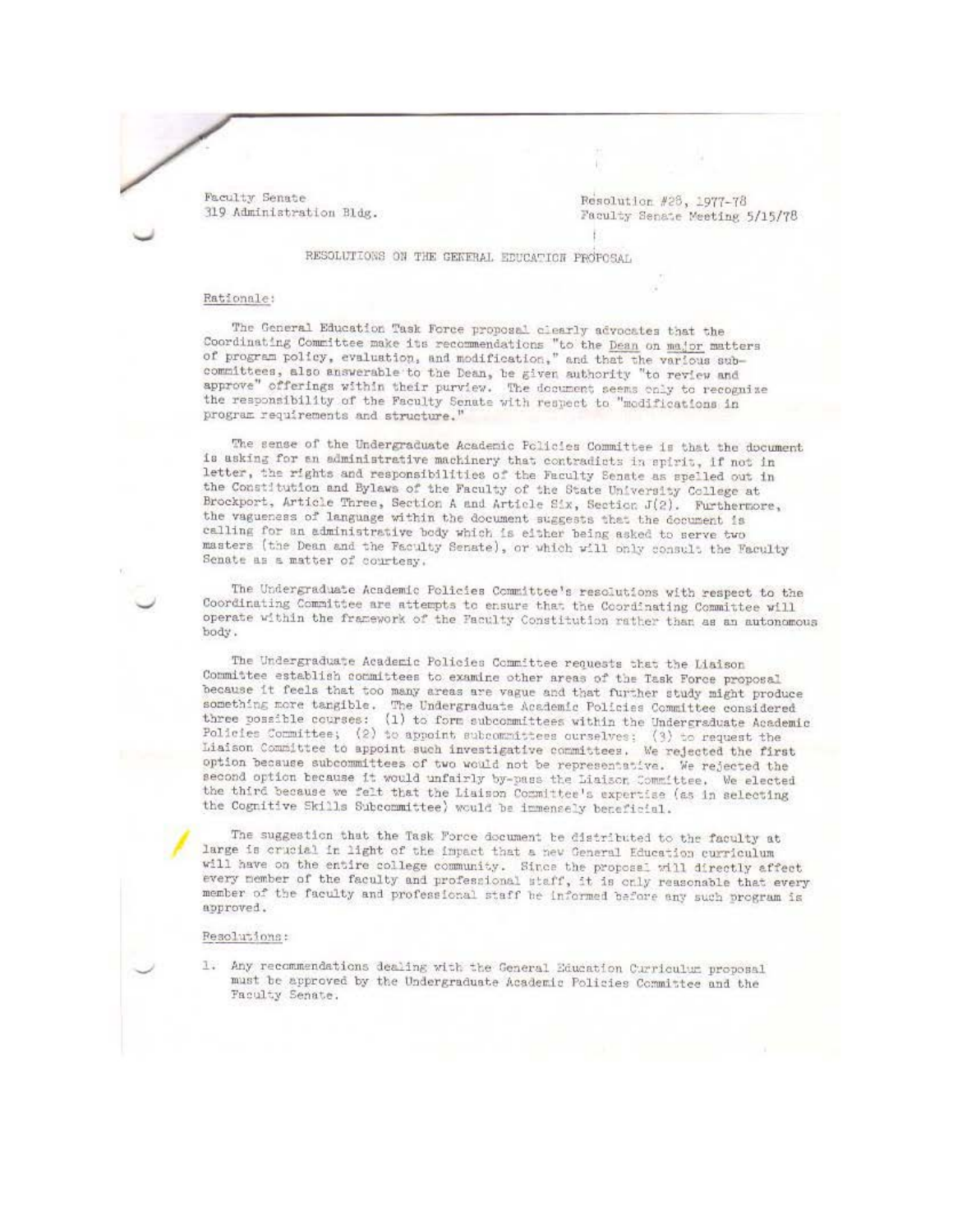Faculty Senate
319 Administration Bldg.

Resolution #28, 1977-78
Faculty Senate Meeting 5/15/78

## RESOLUTIONS ON THE GENERAL EDUCATION PROPOSAL

Rationale:

The General Education Task Force proposal clearly advocates that the Coordinating Committee make its recommendations "to the Dean on major matters of program policy, evaluation, and modification," and that the various subcommittees, also answerable to the Dean, be given authority "to review and approve" offerings within their purview. The document seems only to recognize the responsibility of the Faculty Senate with respect to "modifications in program requirements and structure."

The sense of the Undergraduate Academic Policies Committee is that the document is asking for an administrative machinery that contradicts in spirit, if not in letter, the rights and responsibilities of the Faculty Senate as spelled out in the Constitution and Bylaws of the Faculty of the State University College at Brockport, Article Three, Section A and Article Six, Section J(2). Furthermore, the vagueness of language within the document suggests that the document is calling for an administrative body which is either being asked to serve two masters (the Dean and the Faculty Senate), or which will only consult the Faculty Senate as a matter of courtesy.

The Undergraduate Academic Policies Committee's resolutions with respect to the Coordinating Committee are attempts to ensure that the Coordinating Committee will operate within the framework of the Faculty Constitution rather than as an autonomous body.

The Undergraduate Academic Policies Committee requests that the Liaison Committee establish committees to examine other areas of the Task Force proposal because it feels that too many areas are vague and that further study might produce something more tangible. The Undergraduate Academic Policies Committee considered three possible courses: (1) to form subcommittees within the Undergraduate Academic Policies Committee; (2) to appoint subcommittees ourselves; (3) to request the Liaison Committee to appoint such investigative committees. We rejected the first option because subcommittees of two would not be representative. We rejected the second option because it would unfairly by-pass the Liaison Committee. We elected the third because we felt that the Liaison Committee's expertise (as in selecting the Cognitive Skills Subcommittee) would be immensely beneficial.

The suggestion that the Task Force document be distributed to the faculty at large is crucial in light of the impact that a new General Education curriculum will have on the entire college community. Since the proposal will directly affect every member of the faculty and professional staff, it is only reasonable that every member of the faculty and professional staff be informed before any such program is approved.

Resolutions:

1. Any recommendations dealing with the General Education Curriculum proposal must be approved by the Undergraduate Academic Policies Committee and the Faculty Senate.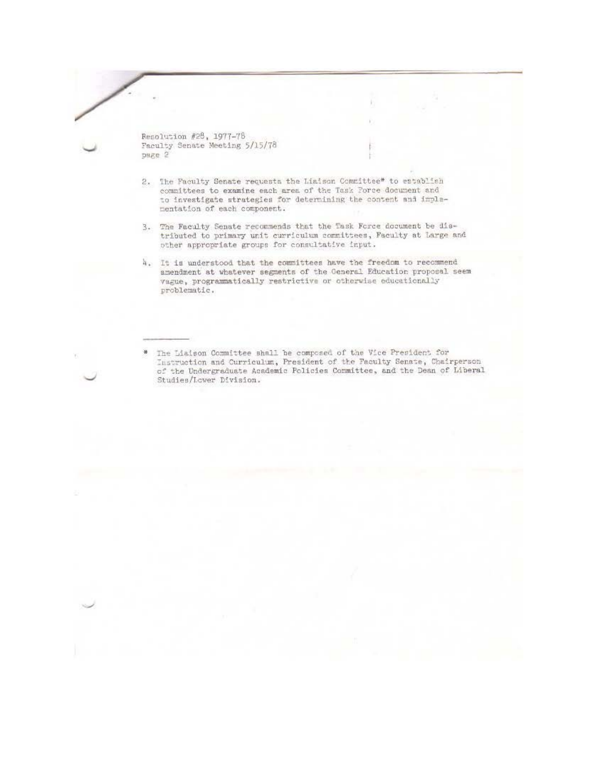Resolution #28, 1977-78
Faculty Senate Meeting 5/15/78
page 2

2. The Faculty Senate requests the Liaison Committee* to establish committees to examine each area of the Task Force document and to investigate strategies for determining the content and implementation of each component.

3. The Faculty Senate recommends that the Task Force document be distributed to primary unit curriculum committees, Faculty at Large and other appropriate groups for consultative input.

4. It is understood that the committees have the freedom to recommend amendment at whatever segments of the General Education proposal seem vague, programmatically restrictive or otherwise educationally problematic.

---

\* The Liaison Committee shall be composed of the Vice President for Instruction and Curriculum, President of the Faculty Senate, Chairperson of the Undergraduate Academic Policies Committee, and the Dean of Liberal Studies/Lower Division.